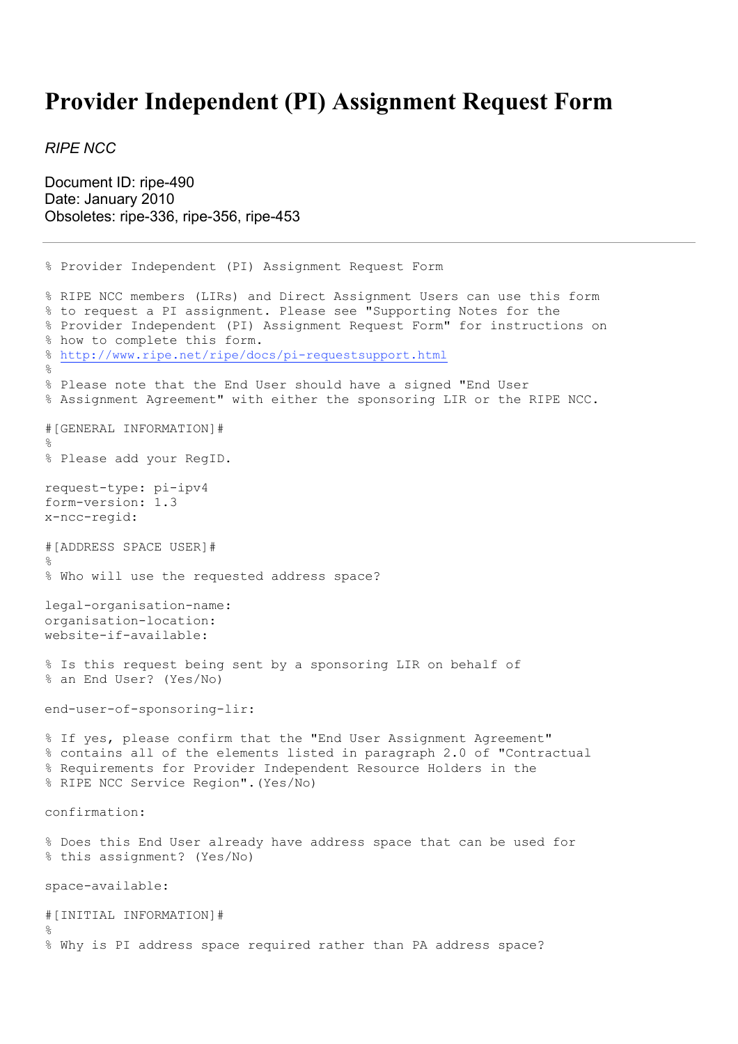# Provider Independent (PI) Assignment Request Form

*RIPE NCC*

Document ID: ripe-490
Date: January 2010
Obsoletes: ripe-336, ripe-356, ripe-453

---

```
% Provider Independent (PI) Assignment Request Form

% RIPE NCC members (LIRs) and Direct Assignment Users can use this form
% to request a PI assignment. Please see "Supporting Notes for the
% Provider Independent (PI) Assignment Request Form" for instructions on
% how to complete this form.
% http://www.ripe.net/ripe/docs/pi-requestsupport.html
%
% Please note that the End User should have a signed "End User
% Assignment Agreement" with either the sponsoring LIR or the RIPE NCC.

#[GENERAL INFORMATION]#
%
% Please add your RegID.

request-type: pi-ipv4
form-version: 1.3
x-ncc-regid:

#[ADDRESS SPACE USER]#
%
% Who will use the requested address space?

legal-organisation-name:
organisation-location:
website-if-available:

% Is this request being sent by a sponsoring LIR on behalf of
% an End User? (Yes/No)

end-user-of-sponsoring-lir:

% If yes, please confirm that the "End User Assignment Agreement"
% contains all of the elements listed in paragraph 2.0 of "Contractual
% Requirements for Provider Independent Resource Holders in the
% RIPE NCC Service Region".(Yes/No)

confirmation:

% Does this End User already have address space that can be used for
% this assignment? (Yes/No)

space-available:

#[INITIAL INFORMATION]#
%
% Why is PI address space required rather than PA address space?
```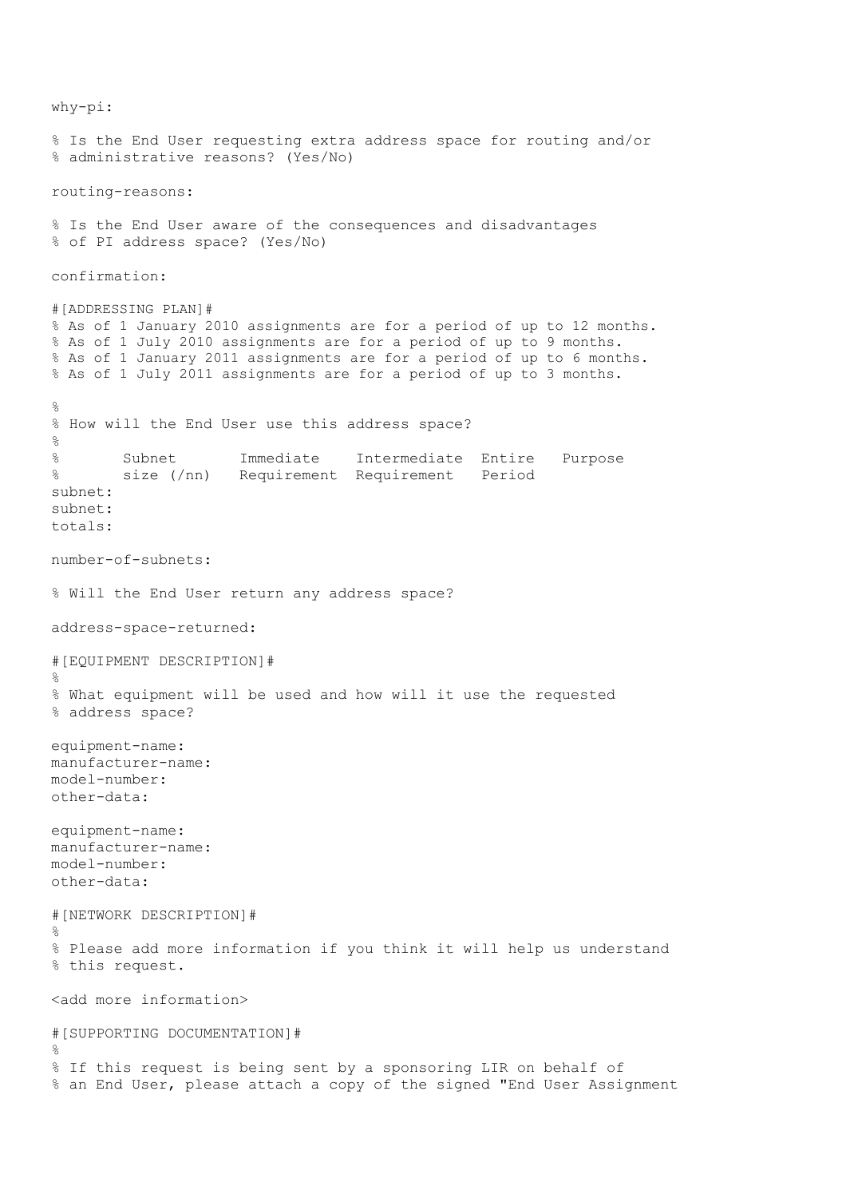```
why-pi:

% Is the End User requesting extra address space for routing and/or
% administrative reasons? (Yes/No)

routing-reasons:

% Is the End User aware of the consequences and disadvantages
% of PI address space? (Yes/No)

confirmation:

#[ADDRESSING PLAN]#
% As of 1 January 2010 assignments are for a period of up to 12 months.
% As of 1 July 2010 assignments are for a period of up to 9 months.
% As of 1 January 2011 assignments are for a period of up to 6 months.
% As of 1 July 2011 assignments are for a period of up to 3 months.

%
% How will the End User use this address space?
%
%       Subnet       Immediate    Intermediate  Entire   Purpose
%       size (/nn)   Requirement  Requirement   Period
subnet:
subnet:
totals:

number-of-subnets:

% Will the End User return any address space?

address-space-returned:

#[EQUIPMENT DESCRIPTION]#
%
% What equipment will be used and how will it use the requested
% address space?

equipment-name:
manufacturer-name:
model-number:
other-data:

equipment-name:
manufacturer-name:
model-number:
other-data:

#[NETWORK DESCRIPTION]#
%
% Please add more information if you think it will help us understand
% this request.

<add more information>

#[SUPPORTING DOCUMENTATION]#
%
% If this request is being sent by a sponsoring LIR on behalf of
% an End User, please attach a copy of the signed "End User Assignment
```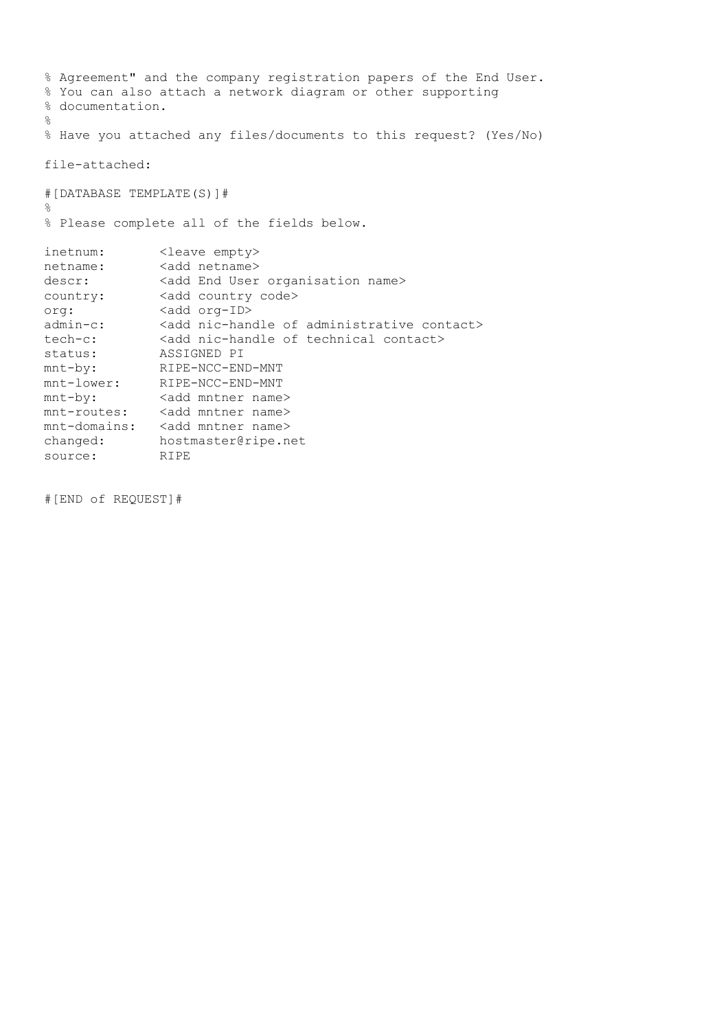```
% Agreement" and the company registration papers of the End User.
% You can also attach a network diagram or other supporting
% documentation.
%
% Have you attached any files/documents to this request? (Yes/No)

file-attached:

#[DATABASE TEMPLATE(S)]#
%
% Please complete all of the fields below.

inetnum:       <leave empty>
netname:       <add netname>
descr:         <add End User organisation name>
country:       <add country code>
org:           <add org-ID>
admin-c:       <add nic-handle of administrative contact>
tech-c:        <add nic-handle of technical contact>
status:        ASSIGNED PI
mnt-by:        RIPE-NCC-END-MNT
mnt-lower:     RIPE-NCC-END-MNT
mnt-by:        <add mntner name>
mnt-routes:    <add mntner name>
mnt-domains:   <add mntner name>
changed:       hostmaster@ripe.net
source:        RIPE

#[END of REQUEST]#
```